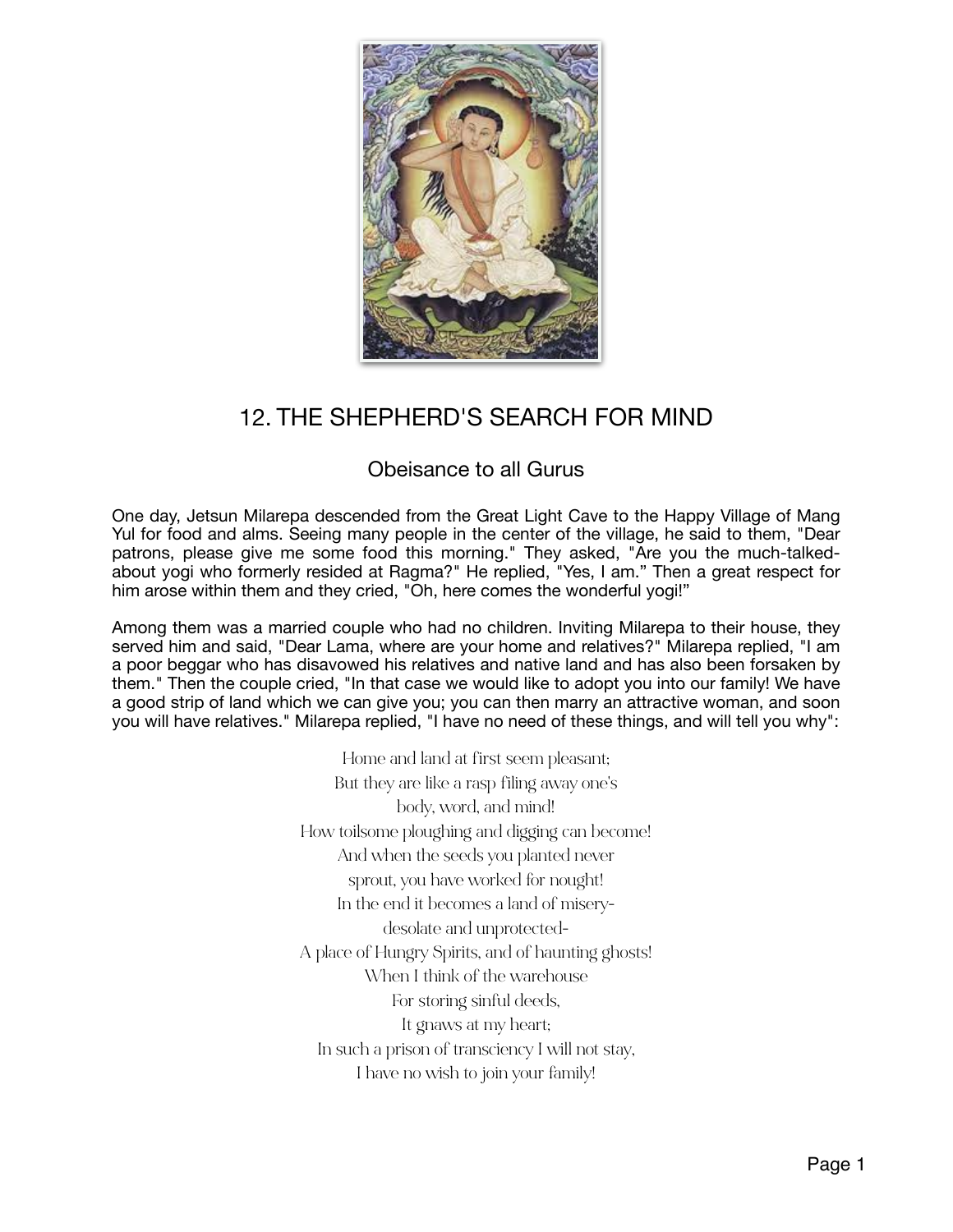# 12. THE SHEPHERD'S SEARCH FOR MIND

## Obeisance to all Gurus

One day, Jetsun Milarepa descended from the Great Light Cave to the Happy Village of Mang Yul for food and alms. Seeing many people in the center of the village, he said to them, "Dear patrons, please give me some food this morning." They asked, "Are you the much-talked-about yogi who formerly resided at Ragma?" He replied, "Yes, I am." Then a great respect for him arose within them and they cried, "Oh, here comes the wonderful yogi!"

Among them was a married couple who had no children. Inviting Milarepa to their house, they served him and said, "Dear Lama, where are your home and relatives?" Milarepa replied, "I am a poor beggar who has disavowed his relatives and native land and has also been forsaken by them." Then the couple cried, "In that case we would like to adopt you into our family! We have a good strip of land which we can give you; you can then marry an attractive woman, and soon you will have relatives." Milarepa replied, "I have no need of these things, and will tell you why":

Home and land at first seem pleasant;  
But they are like a rasp filing away one's  
body, word, and mind!  
How toilsome ploughing and digging can become!  
And when the seeds you planted never  
sprout, you have worked for nought!  
In the end it becomes a land of misery-  
desolate and unprotected-  
A place of Hungry Spirits, and of haunting ghosts!  
When I think of the warehouse  
For storing sinful deeds,  
It gnaws at my heart;  
In such a prison of transciency I will not stay,  
I have no wish to join your family!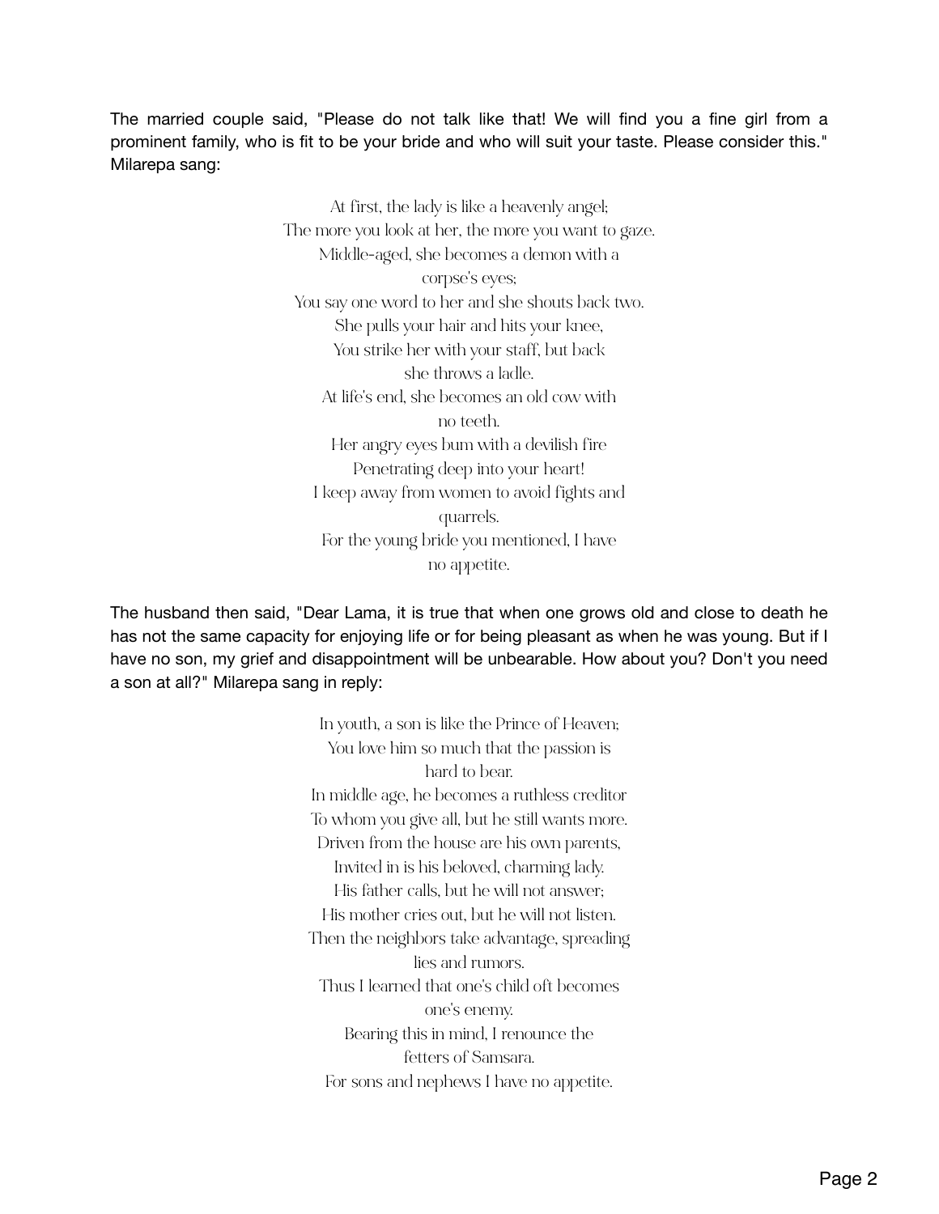The married couple said, "Please do not talk like that! We will find you a fine girl from a prominent family, who is fit to be your bride and who will suit your taste. Please consider this." Milarepa sang:

> At first, the lady is like a heavenly angel;  
> The more you look at her, the more you want to gaze.  
> Middle-aged, she becomes a demon with a corpse's eyes;  
> You say one word to her and she shouts back two.  
> She pulls your hair and hits your knee,  
> You strike her with your staff, but back she throws a ladle.  
> At life's end, she becomes an old cow with no teeth.  
> Her angry eyes bum with a devilish fire  
> Penetrating deep into your heart!  
> I keep away from women to avoid fights and quarrels.  
> For the young bride you mentioned, I have no appetite.

The husband then said, "Dear Lama, it is true that when one grows old and close to death he has not the same capacity for enjoying life or for being pleasant as when he was young. But if I have no son, my grief and disappointment will be unbearable. How about you? Don't you need a son at all?" Milarepa sang in reply:

> In youth, a son is like the Prince of Heaven;  
> You love him so much that the passion is hard to bear.  
> In middle age, he becomes a ruthless creditor  
> To whom you give all, but he still wants more.  
> Driven from the house are his own parents,  
> Invited in is his beloved, charming lady.  
> His father calls, but he will not answer;  
> His mother cries out, but he will not listen.  
> Then the neighbors take advantage, spreading lies and rumors.  
> Thus I learned that one's child oft becomes one's enemy.  
> Bearing this in mind, I renounce the fetters of Samsara.  
> For sons and nephews I have no appetite.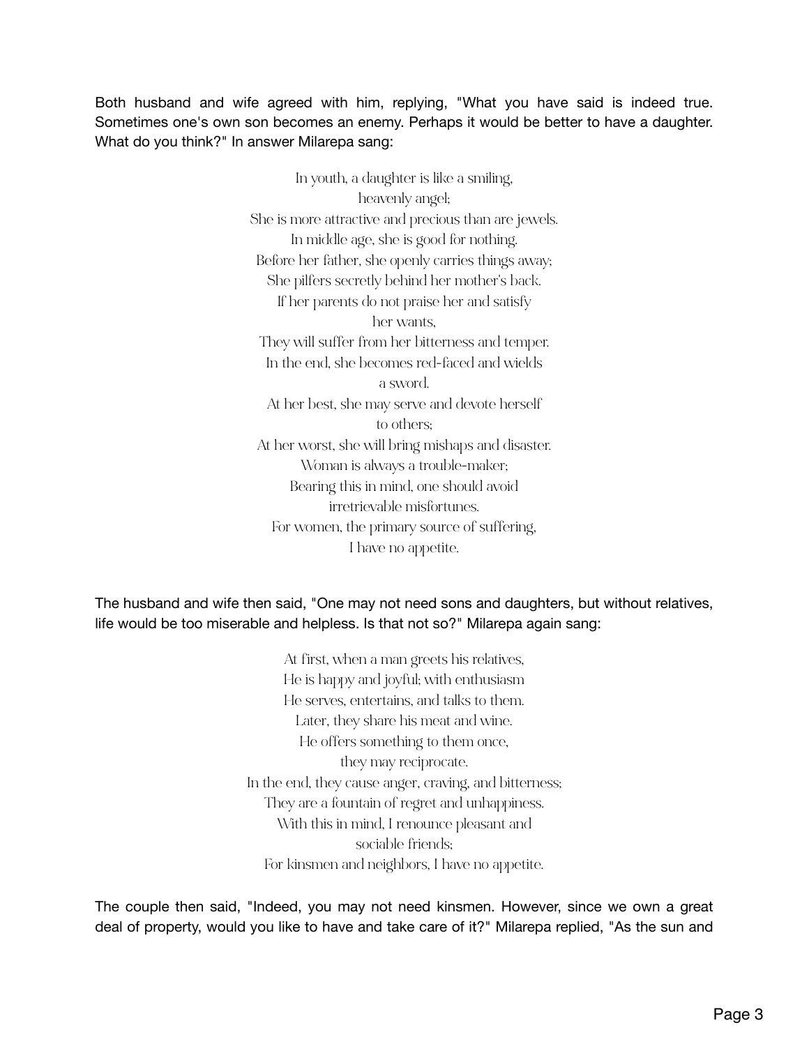Both husband and wife agreed with him, replying, "What you have said is indeed true. Sometimes one's own son becomes an enemy. Perhaps it would be better to have a daughter. What do you think?" In answer Milarepa sang:

In youth, a daughter is like a smiling,
heavenly angel;
She is more attractive and precious than are jewels.
In middle age, she is good for nothing.
Before her father, she openly carries things away;
She pilfers secretly behind her mother's back.
If her parents do not praise her and satisfy
her wants,
They will suffer from her bitterness and temper.
In the end, she becomes red-faced and wields
a sword.
At her best, she may serve and devote herself
to others;
At her worst, she will bring mishaps and disaster.
Woman is always a trouble-maker;
Bearing this in mind, one should avoid
irretrievable misfortunes.
For women, the primary source of suffering,
I have no appetite.

The husband and wife then said, "One may not need sons and daughters, but without relatives, life would be too miserable and helpless. Is that not so?" Milarepa again sang:

At first, when a man greets his relatives,
He is happy and joyful; with enthusiasm
He serves, entertains, and talks to them.
Later, they share his meat and wine.
He offers something to them once,
they may reciprocate.
In the end, they cause anger, craving, and bitterness;
They are a fountain of regret and unhappiness.
With this in mind, I renounce pleasant and
sociable friends;
For kinsmen and neighbors, I have no appetite.

The couple then said, "Indeed, you may not need kinsmen. However, since we own a great deal of property, would you like to have and take care of it?" Milarepa replied, "As the sun and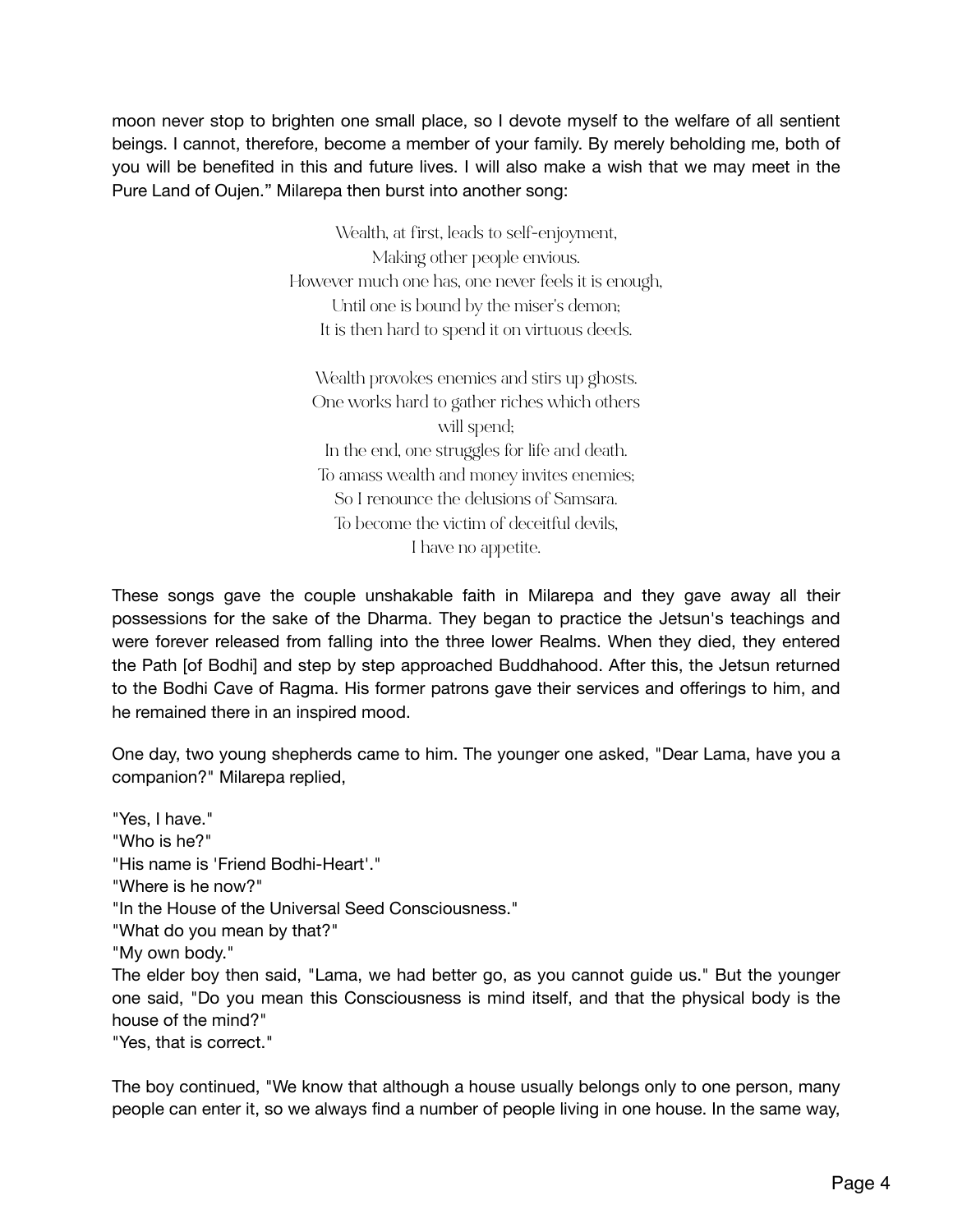moon never stop to brighten one small place, so I devote myself to the welfare of all sentient beings. I cannot, therefore, become a member of your family. By merely beholding me, both of you will be benefited in this and future lives. I will also make a wish that we may meet in the Pure Land of Oujen." Milarepa then burst into another song:

> Wealth, at first, leads to self-enjoyment,
> Making other people envious.
> However much one has, one never feels it is enough,
> Until one is bound by the miser's demon;
> It is then hard to spend it on virtuous deeds.
>
> Wealth provokes enemies and stirs up ghosts.
> One works hard to gather riches which others will spend;
> In the end, one struggles for life and death.
> To amass wealth and money invites enemies;
> So I renounce the delusions of Samsara.
> To become the victim of deceitful devils,
> I have no appetite.

These songs gave the couple unshakable faith in Milarepa and they gave away all their possessions for the sake of the Dharma. They began to practice the Jetsun's teachings and were forever released from falling into the three lower Realms. When they died, they entered the Path [of Bodhi] and step by step approached Buddhahood. After this, the Jetsun returned to the Bodhi Cave of Ragma. His former patrons gave their services and offerings to him, and he remained there in an inspired mood.

One day, two young shepherds came to him. The younger one asked, "Dear Lama, have you a companion?" Milarepa replied,

"Yes, I have."
"Who is he?"
"His name is 'Friend Bodhi-Heart'."
"Where is he now?"
"In the House of the Universal Seed Consciousness."
"What do you mean by that?"
"My own body."
The elder boy then said, "Lama, we had better go, as you cannot guide us." But the younger one said, "Do you mean this Consciousness is mind itself, and that the physical body is the house of the mind?"
"Yes, that is correct."

The boy continued, "We know that although a house usually belongs only to one person, many people can enter it, so we always find a number of people living in one house. In the same way,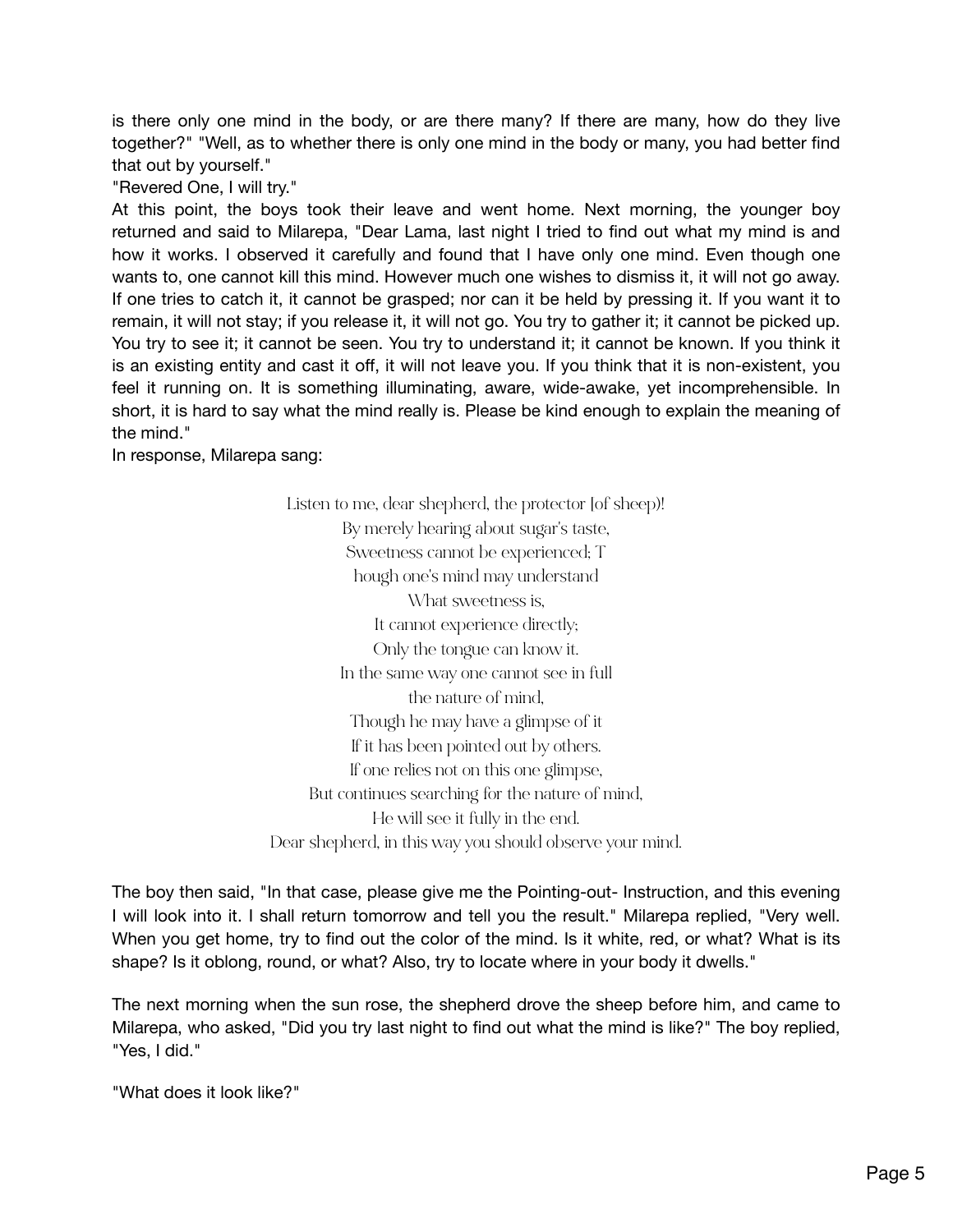is there only one mind in the body, or are there many? If there are many, how do they live together?" "Well, as to whether there is only one mind in the body or many, you had better find that out by yourself."

"Revered One, I will try."

At this point, the boys took their leave and went home. Next morning, the younger boy returned and said to Milarepa, "Dear Lama, last night I tried to find out what my mind is and how it works. I observed it carefully and found that I have only one mind. Even though one wants to, one cannot kill this mind. However much one wishes to dismiss it, it will not go away. If one tries to catch it, it cannot be grasped; nor can it be held by pressing it. If you want it to remain, it will not stay; if you release it, it will not go. You try to gather it; it cannot be picked up. You try to see it; it cannot be seen. You try to understand it; it cannot be known. If you think it is an existing entity and cast it off, it will not leave you. If you think that it is non-existent, you feel it running on. It is something illuminating, aware, wide-awake, yet incomprehensible. In short, it is hard to say what the mind really is. Please be kind enough to explain the meaning of the mind."

In response, Milarepa sang:

Listen to me, dear shepherd, the protector [of sheep]!
By merely hearing about sugar's taste,
Sweetness cannot be experienced; T
hough one's mind may understand
What sweetness is,
It cannot experience directly;
Only the tongue can know it.
In the same way one cannot see in full
the nature of mind,
Though he may have a glimpse of it
If it has been pointed out by others.
If one relies not on this one glimpse,
But continues searching for the nature of mind,
He will see it fully in the end.
Dear shepherd, in this way you should observe your mind.

The boy then said, "In that case, please give me the Pointing-out- Instruction, and this evening I will look into it. I shall return tomorrow and tell you the result." Milarepa replied, "Very well. When you get home, try to find out the color of the mind. Is it white, red, or what? What is its shape? Is it oblong, round, or what? Also, try to locate where in your body it dwells."

The next morning when the sun rose, the shepherd drove the sheep before him, and came to Milarepa, who asked, "Did you try last night to find out what the mind is like?" The boy replied, "Yes, I did."

"What does it look like?"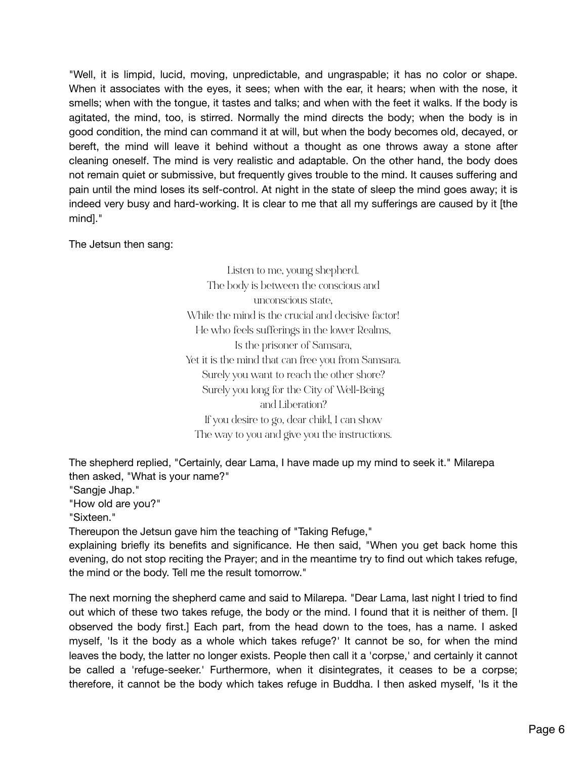"Well, it is limpid, lucid, moving, unpredictable, and ungraspable; it has no color or shape. When it associates with the eyes, it sees; when with the ear, it hears; when with the nose, it smells; when with the tongue, it tastes and talks; and when with the feet it walks. If the body is agitated, the mind, too, is stirred. Normally the mind directs the body; when the body is in good condition, the mind can command it at will, but when the body becomes old, decayed, or bereft, the mind will leave it behind without a thought as one throws away a stone after cleaning oneself. The mind is very realistic and adaptable. On the other hand, the body does not remain quiet or submissive, but frequently gives trouble to the mind. It causes suffering and pain until the mind loses its self-control. At night in the state of sleep the mind goes away; it is indeed very busy and hard-working. It is clear to me that all my sufferings are caused by it [the mind]."

The Jetsun then sang:

> Listen to me, young shepherd.
> The body is between the conscious and unconscious state,
> While the mind is the crucial and decisive factor!
> He who feels sufferings in the lower Realms,
> Is the prisoner of Samsara,
> Yet it is the mind that can free you from Samsara.
> Surely you want to reach the other shore?
> Surely you long for the City of Well-Being and Liberation?
> If you desire to go, dear child, I can show
> The way to you and give you the instructions.

The shepherd replied, "Certainly, dear Lama, I have made up my mind to seek it." Milarepa then asked, "What is your name?"

"Sangje Jhap."

"How old are you?"

"Sixteen."

Thereupon the Jetsun gave him the teaching of "Taking Refuge," explaining briefly its benefits and significance. He then said, "When you get back home this evening, do not stop reciting the Prayer; and in the meantime try to find out which takes refuge, the mind or the body. Tell me the result tomorrow."

The next morning the shepherd came and said to Milarepa. "Dear Lama, last night I tried to find out which of these two takes refuge, the body or the mind. I found that it is neither of them. [I observed the body first.] Each part, from the head down to the toes, has a name. I asked myself, 'Is it the body as a whole which takes refuge?' It cannot be so, for when the mind leaves the body, the latter no longer exists. People then call it a 'corpse,' and certainly it cannot be called a 'refuge-seeker.' Furthermore, when it disintegrates, it ceases to be a corpse; therefore, it cannot be the body which takes refuge in Buddha. I then asked myself, 'Is it the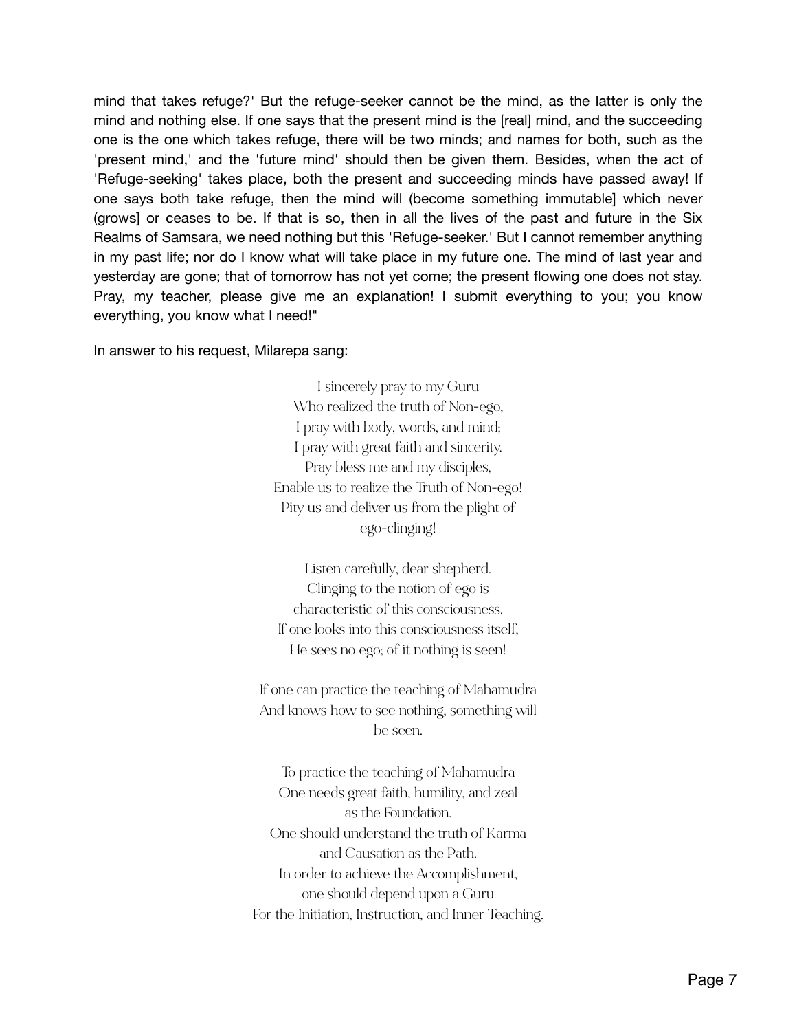mind that takes refuge?' But the refuge-seeker cannot be the mind, as the latter is only the mind and nothing else. If one says that the present mind is the [real] mind, and the succeeding one is the one which takes refuge, there will be two minds; and names for both, such as the 'present mind,' and the 'future mind' should then be given them. Besides, when the act of 'Refuge-seeking' takes place, both the present and succeeding minds have passed away! If one says both take refuge, then the mind will (become something immutable] which never (grows] or ceases to be. If that is so, then in all the lives of the past and future in the Six Realms of Samsara, we need nothing but this 'Refuge-seeker.' But I cannot remember anything in my past life; nor do I know what will take place in my future one. The mind of last year and yesterday are gone; that of tomorrow has not yet come; the present flowing one does not stay. Pray, my teacher, please give me an explanation! I submit everything to you; you know everything, you know what I need!"

In answer to his request, Milarepa sang:

I sincerely pray to my Guru  
Who realized the truth of Non-ego,  
I pray with body, words, and mind;  
I pray with great faith and sincerity.  
Pray bless me and my disciples,  
Enable us to realize the Truth of Non-ego!  
Pity us and deliver us from the plight of ego-clinging!

Listen carefully, dear shepherd.  
Clinging to the notion of ego is characteristic of this consciousness.  
If one looks into this consciousness itself,  
He sees no ego; of it nothing is seen!

If one can practice the teaching of Mahamudra  
And knows how to see nothing, something will be seen.

To practice the teaching of Mahamudra  
One needs great faith, humility, and zeal as the Foundation.  
One should understand the truth of Karma and Causation as the Path.  
In order to achieve the Accomplishment, one should depend upon a Guru  
For the Initiation, Instruction, and Inner Teaching.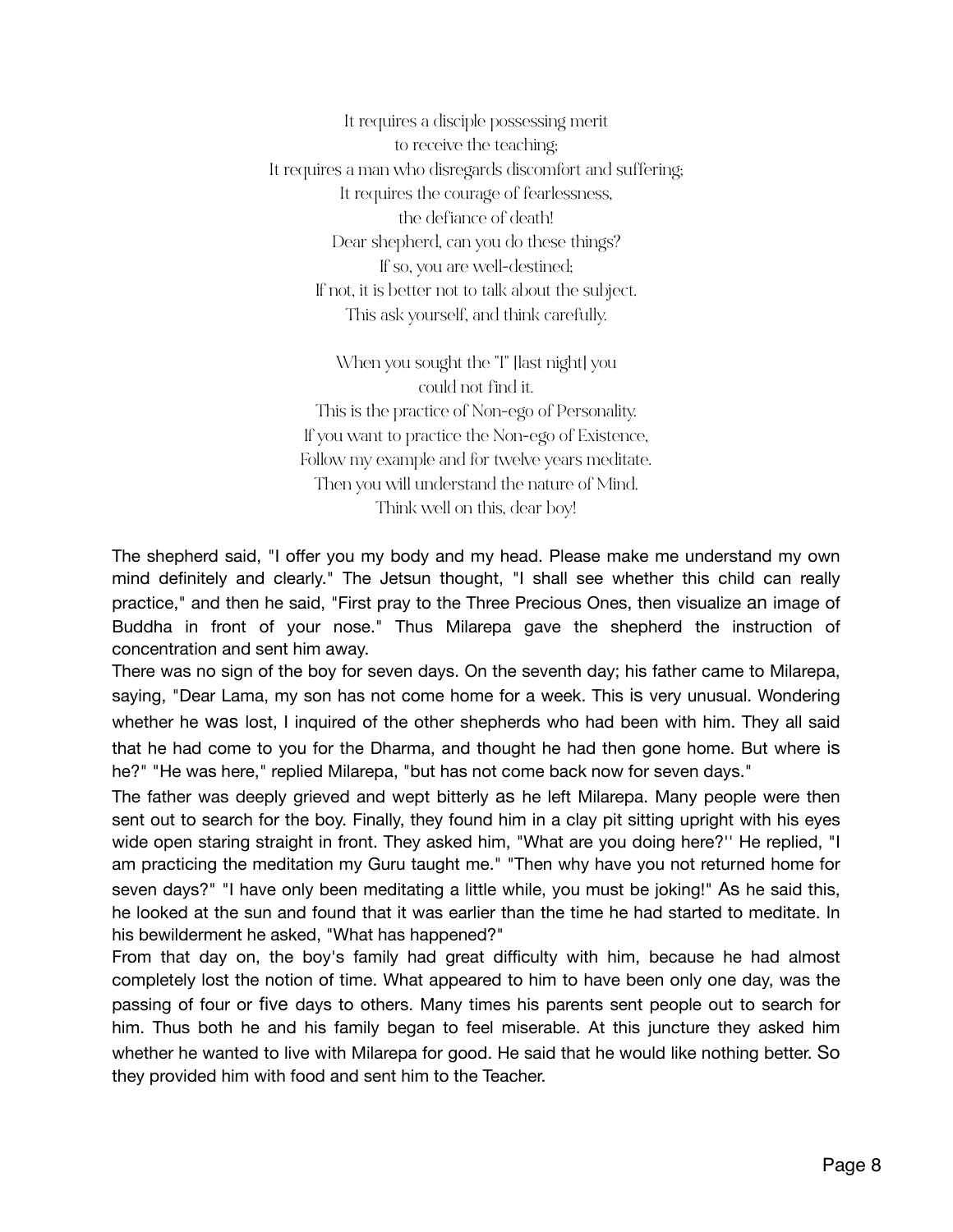It requires a disciple possessing merit  
to receive the teaching;  
It requires a man who disregards discomfort and suffering;  
It requires the courage of fearlessness,  
the defiance of death!  
Dear shepherd, can you do these things?  
If so, you are well-destined;  
If not, it is better not to talk about the subject.  
This ask yourself, and think carefully.

When you sought the "I" [last night] you  
could not find it.  
This is the practice of Non-ego of Personality.  
If you want to practice the Non-ego of Existence,  
Follow my example and for twelve years meditate.  
Then you will understand the nature of Mind.  
Think well on this, dear boy!

The shepherd said, "I offer you my body and my head. Please make me understand my own mind definitely and clearly." The Jetsun thought, "I shall see whether this child can really practice," and then he said, "First pray to the Three Precious Ones, then visualize an image of Buddha in front of your nose." Thus Milarepa gave the shepherd the instruction of concentration and sent him away.

There was no sign of the boy for seven days. On the seventh day; his father came to Milarepa, saying, "Dear Lama, my son has not come home for a week. This is very unusual. Wondering whether he was lost, I inquired of the other shepherds who had been with him. They all said that he had come to you for the Dharma, and thought he had then gone home. But where is he?" "He was here," replied Milarepa, "but has not come back now for seven days."

The father was deeply grieved and wept bitterly as he left Milarepa. Many people were then sent out to search for the boy. Finally, they found him in a clay pit sitting upright with his eyes wide open staring straight in front. They asked him, "What are you doing here?'' He replied, "I am practicing the meditation my Guru taught me." "Then why have you not returned home for seven days?" "I have only been meditating a little while, you must be joking!" As he said this, he looked at the sun and found that it was earlier than the time he had started to meditate. In his bewilderment he asked, "What has happened?"

From that day on, the boy's family had great difficulty with him, because he had almost completely lost the notion of time. What appeared to him to have been only one day, was the passing of four or five days to others. Many times his parents sent people out to search for him. Thus both he and his family began to feel miserable. At this juncture they asked him whether he wanted to live with Milarepa for good. He said that he would like nothing better. So they provided him with food and sent him to the Teacher.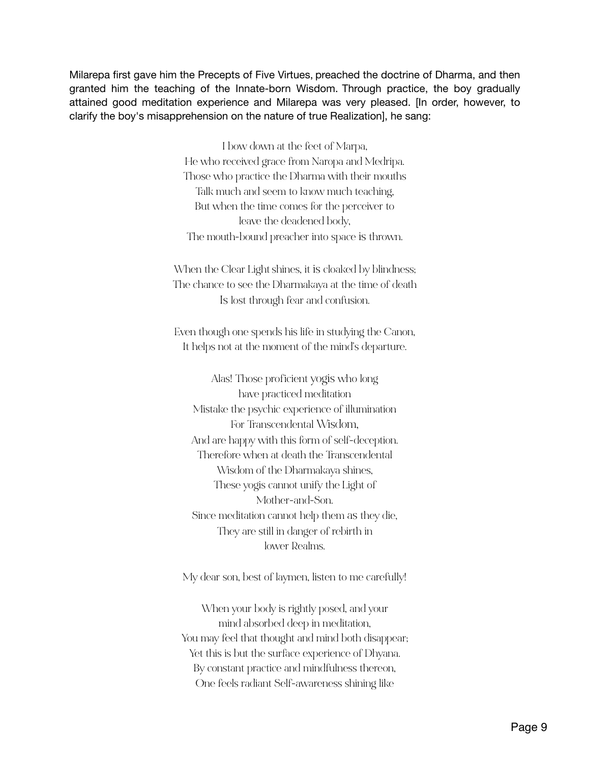Milarepa first gave him the Precepts of Five Virtues, preached the doctrine of Dharma, and then granted him the teaching of the Innate-born Wisdom. Through practice, the boy gradually attained good meditation experience and Milarepa was very pleased. [In order, however, to clarify the boy's misapprehension on the nature of true Realization], he sang:

I bow down at the feet of Marpa,  
He who received grace from Naropa and Medripa.  
Those who practice the Dharma with their mouths  
Talk much and seem to know much teaching,  
But when the time comes for the perceiver to leave the deadened body,  
The mouth-bound preacher into space is thrown.

When the Clear Light shines, it is cloaked by blindness;  
The chance to see the Dharmakaya at the time of death  
Is lost through fear and confusion.

Even though one spends his life in studying the Canon,  
It helps not at the moment of the mind's departure.

Alas! Those proficient yogis who long have practiced meditation  
Mistake the psychic experience of illumination  
For Transcendental Wisdom,  
And are happy with this form of self-deception.  
Therefore when at death the Transcendental Wisdom of the Dharmakaya shines,  
These yogis cannot unify the Light of Mother-and-Son.  
Since meditation cannot help them as they die,  
They are still in danger of rebirth in lower Realms.

My dear son, best of laymen, listen to me carefully!

When your body is rightly posed, and your mind absorbed deep in meditation,  
You may feel that thought and mind both disappear;  
Yet this is but the surface experience of Dhyana.  
By constant practice and mindfulness thereon,  
One feels radiant Self-awareness shining like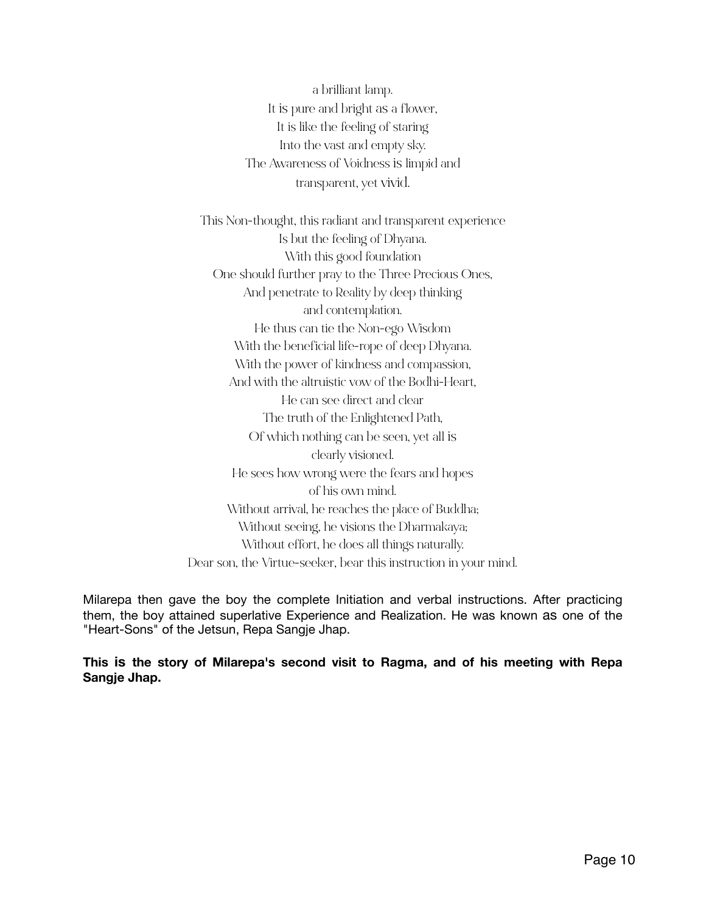a brilliant lamp.  
It is pure and bright as a flower,  
It is like the feeling of staring  
Into the vast and empty sky.  
The Awareness of Voidness is limpid and  
transparent, yet vivid.

This Non-thought, this radiant and transparent experience  
Is but the feeling of Dhyana.  
With this good foundation  
One should further pray to the Three Precious Ones,  
And penetrate to Reality by deep thinking  
and contemplation.  
He thus can tie the Non-ego Wisdom  
With the beneficial life-rope of deep Dhyana.  
With the power of kindness and compassion,  
And with the altruistic vow of the Bodhi-Heart,  
He can see direct and clear  
The truth of the Enlightened Path,  
Of which nothing can be seen, yet all is  
clearly visioned.  
He sees how wrong were the fears and hopes  
of his own mind.  
Without arrival, he reaches the place of Buddha;  
Without seeing, he visions the Dharmakaya;  
Without effort, he does all things naturally.  
Dear son, the Virtue-seeker, bear this instruction in your mind.

Milarepa then gave the boy the complete Initiation and verbal instructions. After practicing them, the boy attained superlative Experience and Realization. He was known as one of the "Heart-Sons" of the Jetsun, Repa Sangje Jhap.

**This is the story of Milarepa's second visit to Ragma, and of his meeting with Repa Sangje Jhap.**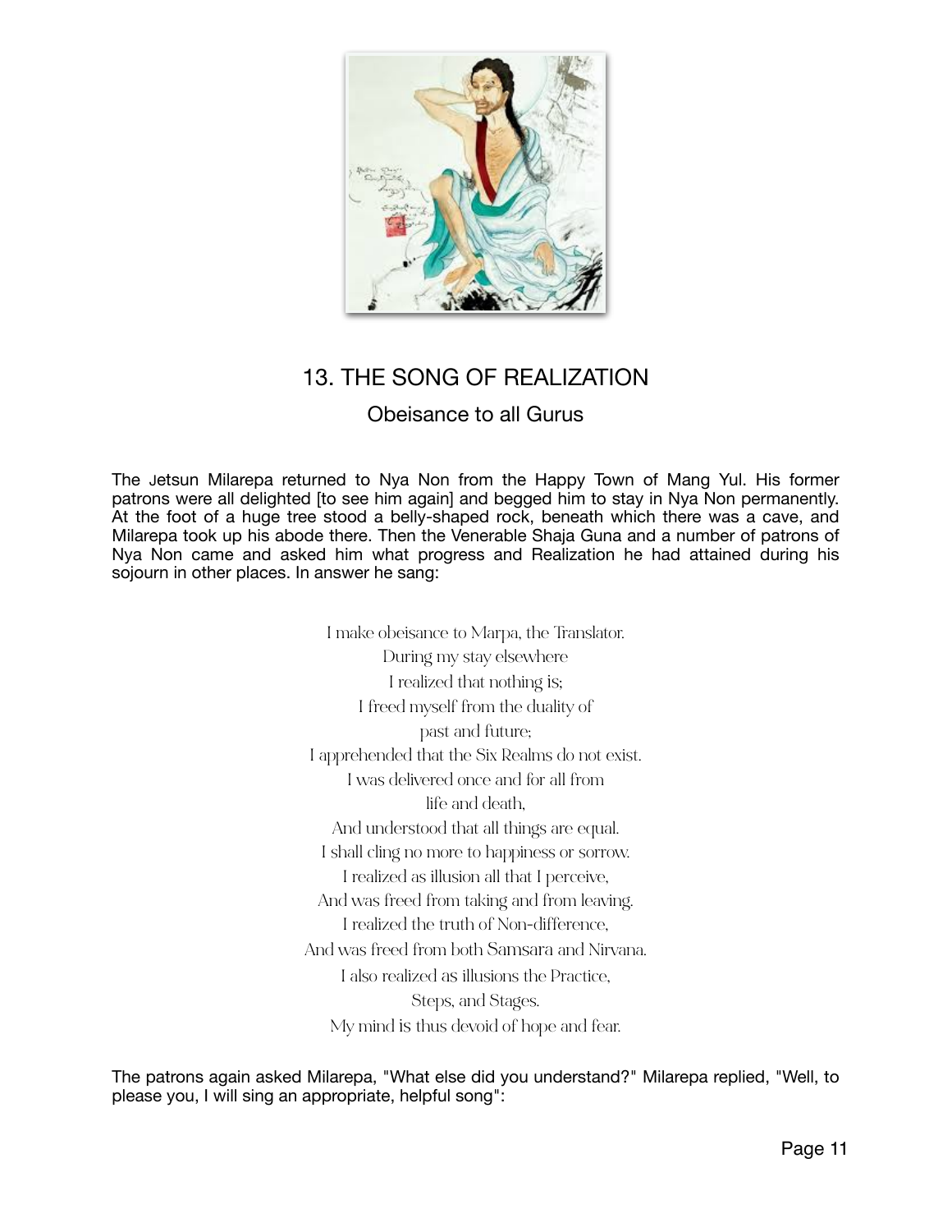## 13. THE SONG OF REALIZATION

### Obeisance to all Gurus

The Jetsun Milarepa returned to Nya Non from the Happy Town of Mang Yul. His former patrons were all delighted [to see him again] and begged him to stay in Nya Non permanently. At the foot of a huge tree stood a belly-shaped rock, beneath which there was a cave, and Milarepa took up his abode there. Then the Venerable Shaja Guna and a number of patrons of Nya Non came and asked him what progress and Realization he had attained during his sojourn in other places. In answer he sang:

I make obeisance to Marpa, the Translator.  
During my stay elsewhere  
I realized that nothing is;  
I freed myself from the duality of  
past and future;  
I apprehended that the Six Realms do not exist.  
I was delivered once and for all from  
life and death,  
And understood that all things are equal.  
I shall cling no more to happiness or sorrow.  
I realized as illusion all that I perceive,  
And was freed from taking and from leaving.  
I realized the truth of Non-difference,  
And was freed from both Samsara and Nirvana.  
I also realized as illusions the Practice,  
Steps, and Stages.  
My mind is thus devoid of hope and fear.

The patrons again asked Milarepa, "What else did you understand?" Milarepa replied, "Well, to please you, I will sing an appropriate, helpful song":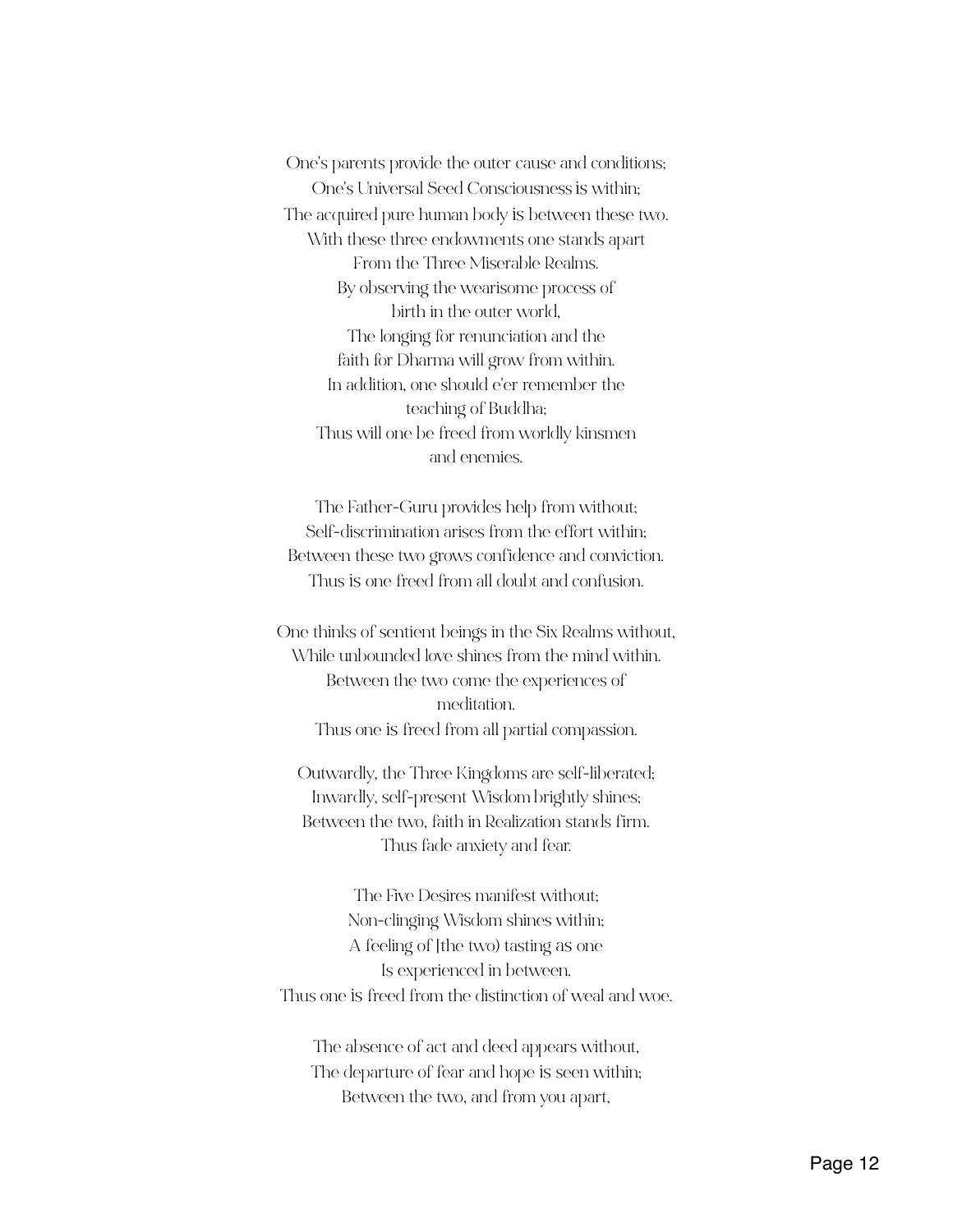One's parents provide the outer cause and conditions;  
One's Universal Seed Consciousness is within;  
The acquired pure human body is between these two.  
With these three endowments one stands apart  
From the Three Miserable Realms.  
By observing the wearisome process of  
birth in the outer world,  
The longing for renunciation and the  
faith for Dharma will grow from within.  
In addition, one should e'er remember the  
teaching of Buddha;  
Thus will one be freed from worldly kinsmen  
and enemies.

The Father-Guru provides help from without;  
Self-discrimination arises from the effort within;  
Between these two grows confidence and conviction.  
Thus is one freed from all doubt and confusion.

One thinks of sentient beings in the Six Realms without,  
While unbounded love shines from the mind within.  
Between the two come the experiences of  
meditation.  
Thus one is freed from all partial compassion.

Outwardly, the Three Kingdoms are self-liberated;  
Inwardly, self-present Wisdom brightly shines;  
Between the two, faith in Realization stands firm.  
Thus fade anxiety and fear.

The Five Desires manifest without;  
Non-clinging Wisdom shines within;  
A feeling of [the two) tasting as one  
Is experienced in between.  
Thus one is freed from the distinction of weal and woe.

The absence of act and deed appears without,  
The departure of fear and hope is seen within;  
Between the two, and from you apart,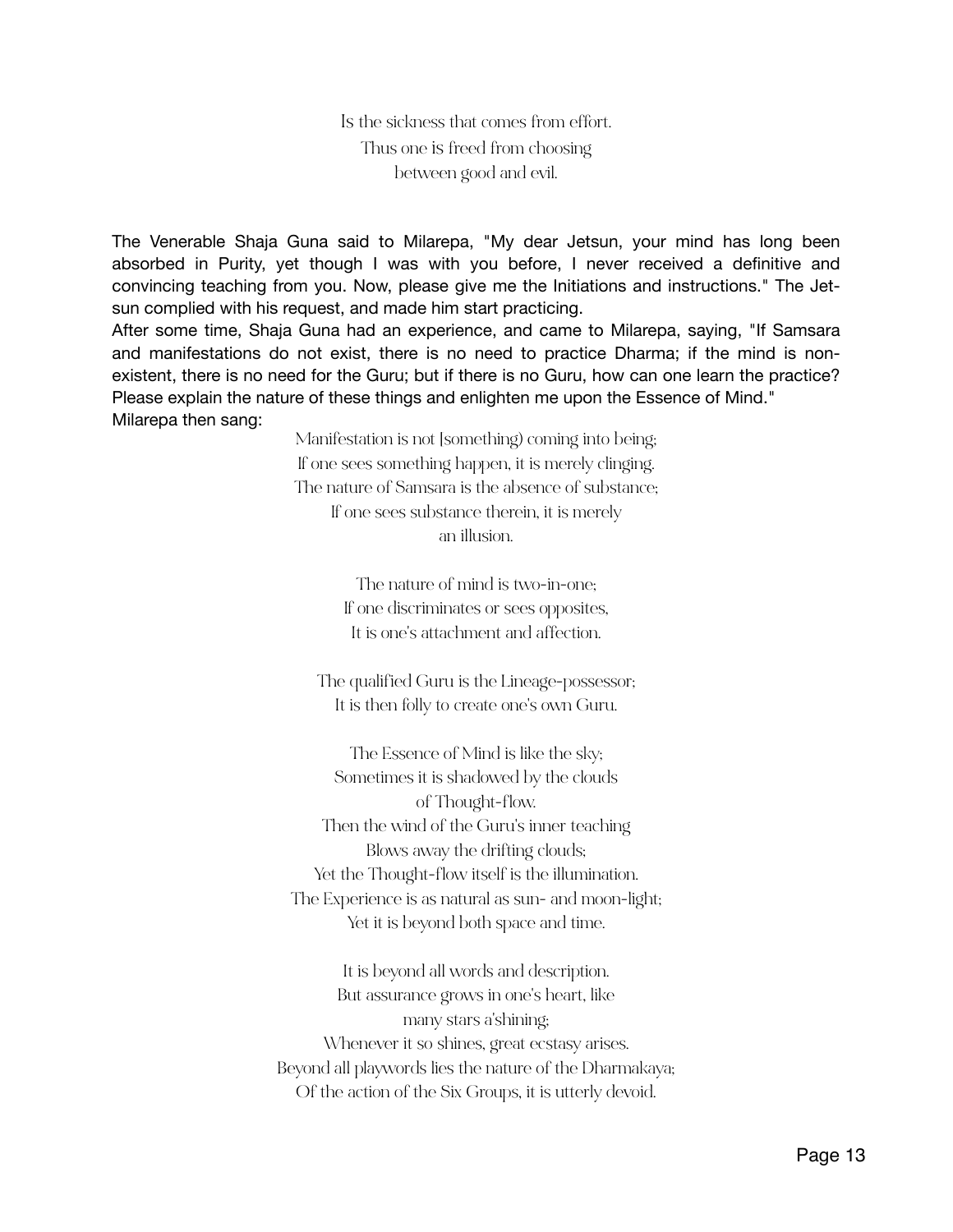Is the sickness that comes from effort.  
Thus one is freed from choosing  
between good and evil.

The Venerable Shaja Guna said to Milarepa, "My dear Jetsun, your mind has long been absorbed in Purity, yet though I was with you before, I never received a definitive and convincing teaching from you. Now, please give me the Initiations and instructions." The Jetsun complied with his request, and made him start practicing.

After some time, Shaja Guna had an experience, and came to Milarepa, saying, "If Samsara and manifestations do not exist, there is no need to practice Dharma; if the mind is non-existent, there is no need for the Guru; but if there is no Guru, how can one learn the practice? Please explain the nature of these things and enlighten me upon the Essence of Mind."

Milarepa then sang:

Manifestation is not [something] coming into being;  
If one sees something happen, it is merely clinging.  
The nature of Samsara is the absence of substance;  
If one sees substance therein, it is merely  
an illusion.

The nature of mind is two-in-one;  
If one discriminates or sees opposites,  
It is one's attachment and affection.

The qualified Guru is the Lineage-possessor;  
It is then folly to create one's own Guru.

The Essence of Mind is like the sky;  
Sometimes it is shadowed by the clouds  
of Thought-flow.  
Then the wind of the Guru's inner teaching  
Blows away the drifting clouds;  
Yet the Thought-flow itself is the illumination.  
The Experience is as natural as sun- and moon-light;  
Yet it is beyond both space and time.

It is beyond all words and description.  
But assurance grows in one's heart, like  
many stars a'shining;  
Whenever it so shines, great ecstasy arises.  
Beyond all playwords lies the nature of the Dharmakaya;  
Of the action of the Six Groups, it is utterly devoid.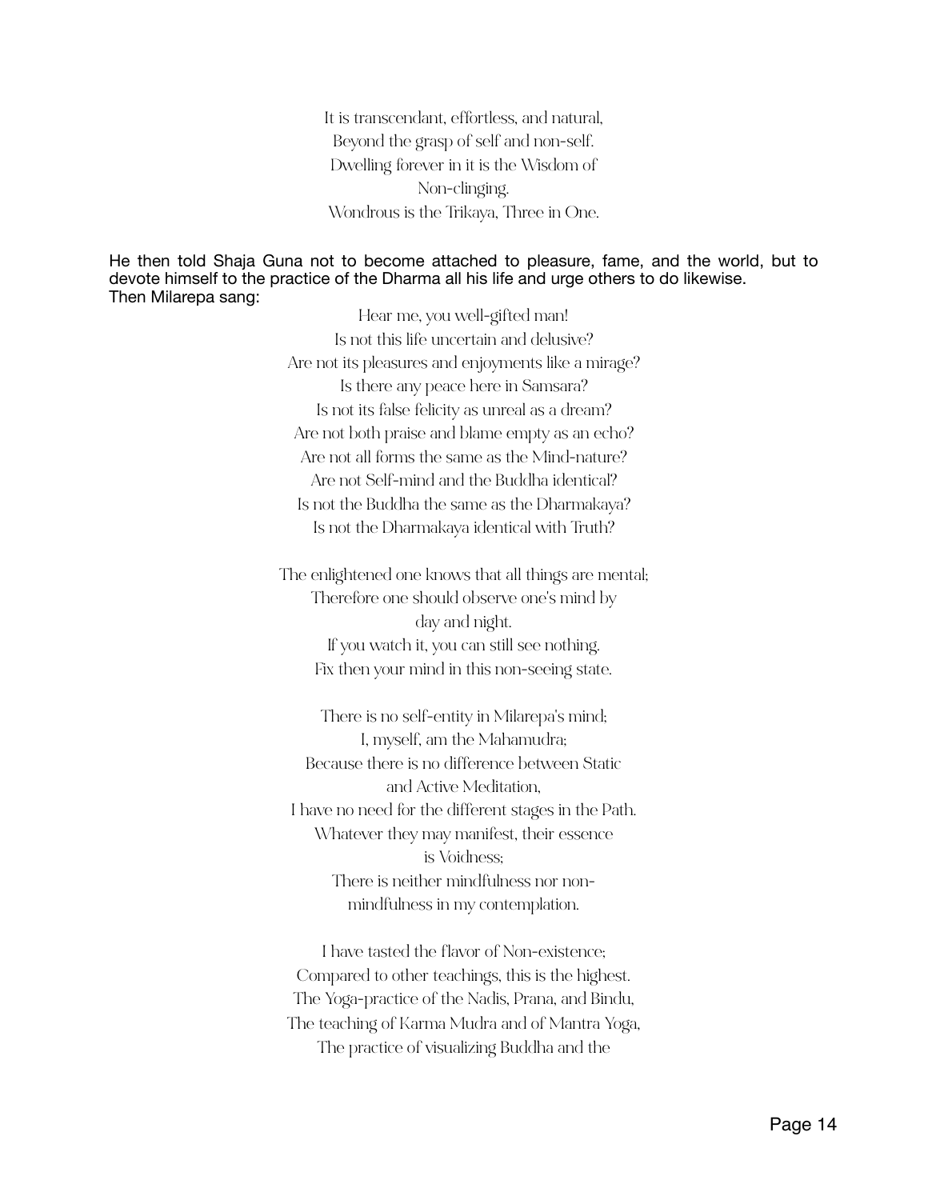It is transcendant, effortless, and natural,
Beyond the grasp of self and non-self.
Dwelling forever in it is the Wisdom of
Non-clinging.
Wondrous is the Trikaya, Three in One.

He then told Shaja Guna not to become attached to pleasure, fame, and the world, but to devote himself to the practice of the Dharma all his life and urge others to do likewise.
Then Milarepa sang:

Hear me, you well-gifted man!
Is not this life uncertain and delusive?
Are not its pleasures and enjoyments like a mirage?
Is there any peace here in Samsara?
Is not its false felicity as unreal as a dream?
Are not both praise and blame empty as an echo?
Are not all forms the same as the Mind-nature?
Are not Self-mind and the Buddha identical?
Is not the Buddha the same as the Dharmakaya?
Is not the Dharmakaya identical with Truth?

The enlightened one knows that all things are mental;
Therefore one should observe one's mind by
day and night.
If you watch it, you can still see nothing.
Fix then your mind in this non-seeing state.

There is no self-entity in Milarepa's mind;
I, myself, am the Mahamudra;
Because there is no difference between Static
and Active Meditation,
I have no need for the different stages in the Path.
Whatever they may manifest, their essence
is Voidness;
There is neither mindfulness nor non-
mindfulness in my contemplation.

I have tasted the flavor of Non-existence;
Compared to other teachings, this is the highest.
The Yoga-practice of the Nadis, Prana, and Bindu,
The teaching of Karma Mudra and of Mantra Yoga,
The practice of visualizing Buddha and the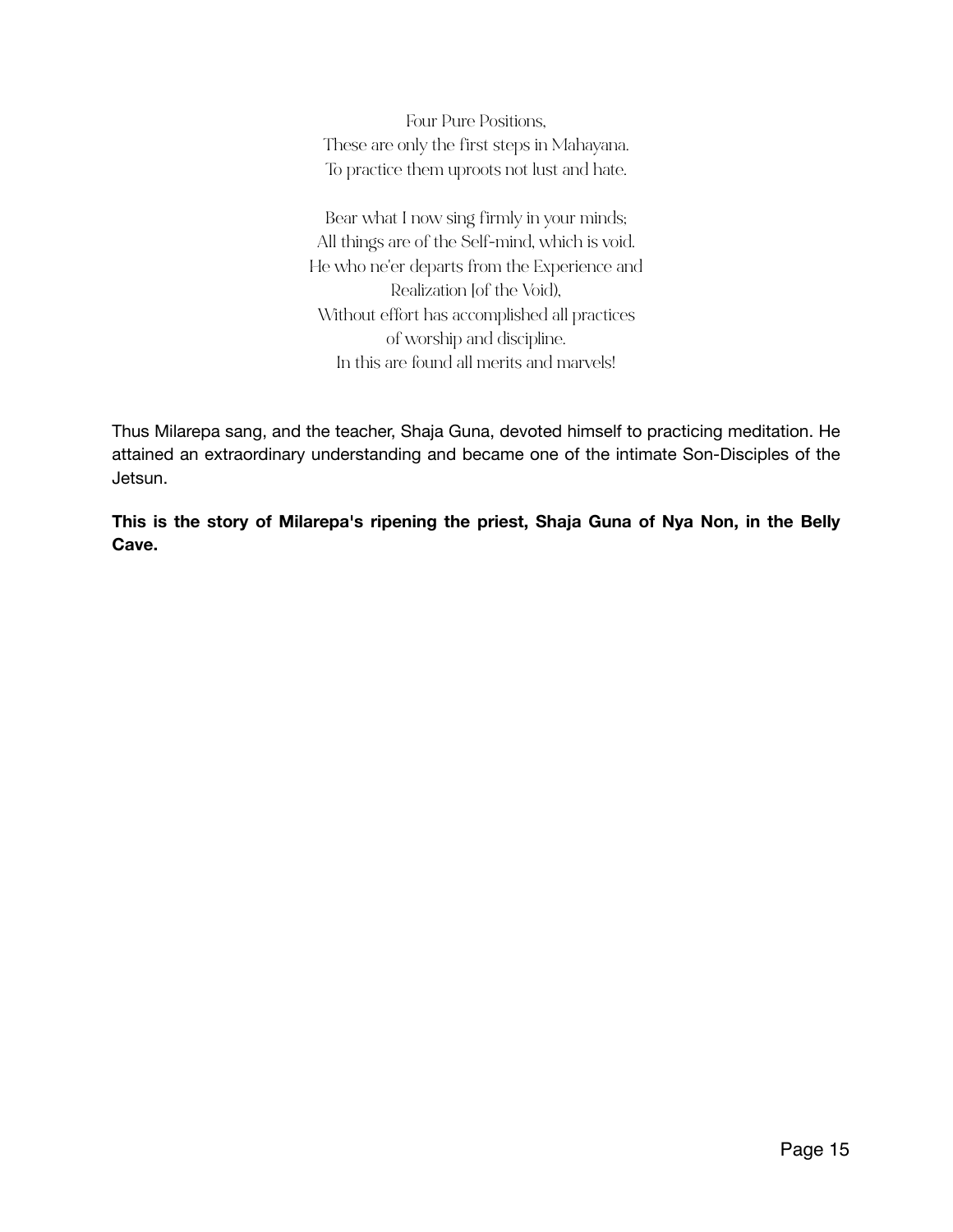Four Pure Positions,
These are only the first steps in Mahayana.
To practice them uproots not lust and hate.

Bear what I now sing firmly in your minds;
All things are of the Self-mind, which is void.
He who ne'er departs from the Experience and Realization [of the Void),
Without effort has accomplished all practices of worship and discipline.
In this are found all merits and marvels!

Thus Milarepa sang, and the teacher, Shaja Guna, devoted himself to practicing meditation. He attained an extraordinary understanding and became one of the intimate Son-Disciples of the Jetsun.

**This is the story of Milarepa's ripening the priest, Shaja Guna of Nya Non, in the Belly Cave.**